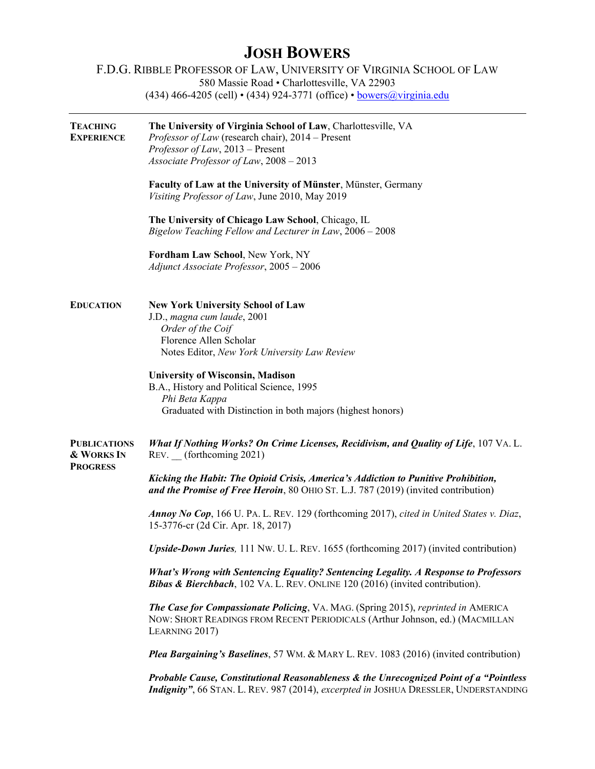# JOSH BOWERS

F.D.G. RIBBLE PROFESSOR OF LAW, UNIVERSITY OF VIRGINIA SCHOOL OF LAW
580 Massie Road • Charlottesville, VA 22903
(434) 466-4205 (cell) • (434) 924-3771 (office) • bowers@virginia.edu

---

## TEACHING EXPERIENCE

**The University of Virginia School of Law**, Charlottesville, VA
*Professor of Law* (research chair), 2014 – Present
*Professor of Law*, 2013 – Present
*Associate Professor of Law*, 2008 – 2013

**Faculty of Law at the University of Münster**, Münster, Germany
*Visiting Professor of Law*, June 2010, May 2019

**The University of Chicago Law School**, Chicago, IL
*Bigelow Teaching Fellow and Lecturer in Law*, 2006 – 2008

**Fordham Law School**, New York, NY
*Adjunct Associate Professor*, 2005 – 2006

## EDUCATION

**New York University School of Law**
J.D., *magna cum laude*, 2001
- *Order of the Coif*
- Florence Allen Scholar
- Notes Editor, *New York University Law Review*

**University of Wisconsin, Madison**
B.A., History and Political Science, 1995
- *Phi Beta Kappa*
- Graduated with Distinction in both majors (highest honors)

## PUBLICATIONS & WORKS IN PROGRESS

***What If Nothing Works? On Crime Licenses, Recidivism, and Quality of Life***, 107 VA. L. REV. __ (forthcoming 2021)

***Kicking the Habit: The Opioid Crisis, America's Addiction to Punitive Prohibition, and the Promise of Free Heroin***, 80 OHIO ST. L.J. 787 (2019) (invited contribution)

***Annoy No Cop***, 166 U. PA. L. REV. 129 (forthcoming 2017), *cited in United States v. Diaz*, 15-3776-cr (2d Cir. Apr. 18, 2017)

***Upside-Down Juries,*** 111 NW. U. L. REV. 1655 (forthcoming 2017) (invited contribution)

***What's Wrong with Sentencing Equality? Sentencing Legality. A Response to Professors Bibas & Bierchbach***, 102 VA. L. REV. ONLINE 120 (2016) (invited contribution).

***The Case for Compassionate Policing***, VA. MAG. (Spring 2015), *reprinted in* AMERICA NOW: SHORT READINGS FROM RECENT PERIODICALS (Arthur Johnson, ed.) (MACMILLAN LEARNING 2017)

***Plea Bargaining's Baselines***, 57 WM. & MARY L. REV. 1083 (2016) (invited contribution)

***Probable Cause, Constitutional Reasonableness & the Unrecognized Point of a "Pointless Indignity"***, 66 STAN. L. REV. 987 (2014), *excerpted in* JOSHUA DRESSLER, UNDERSTANDING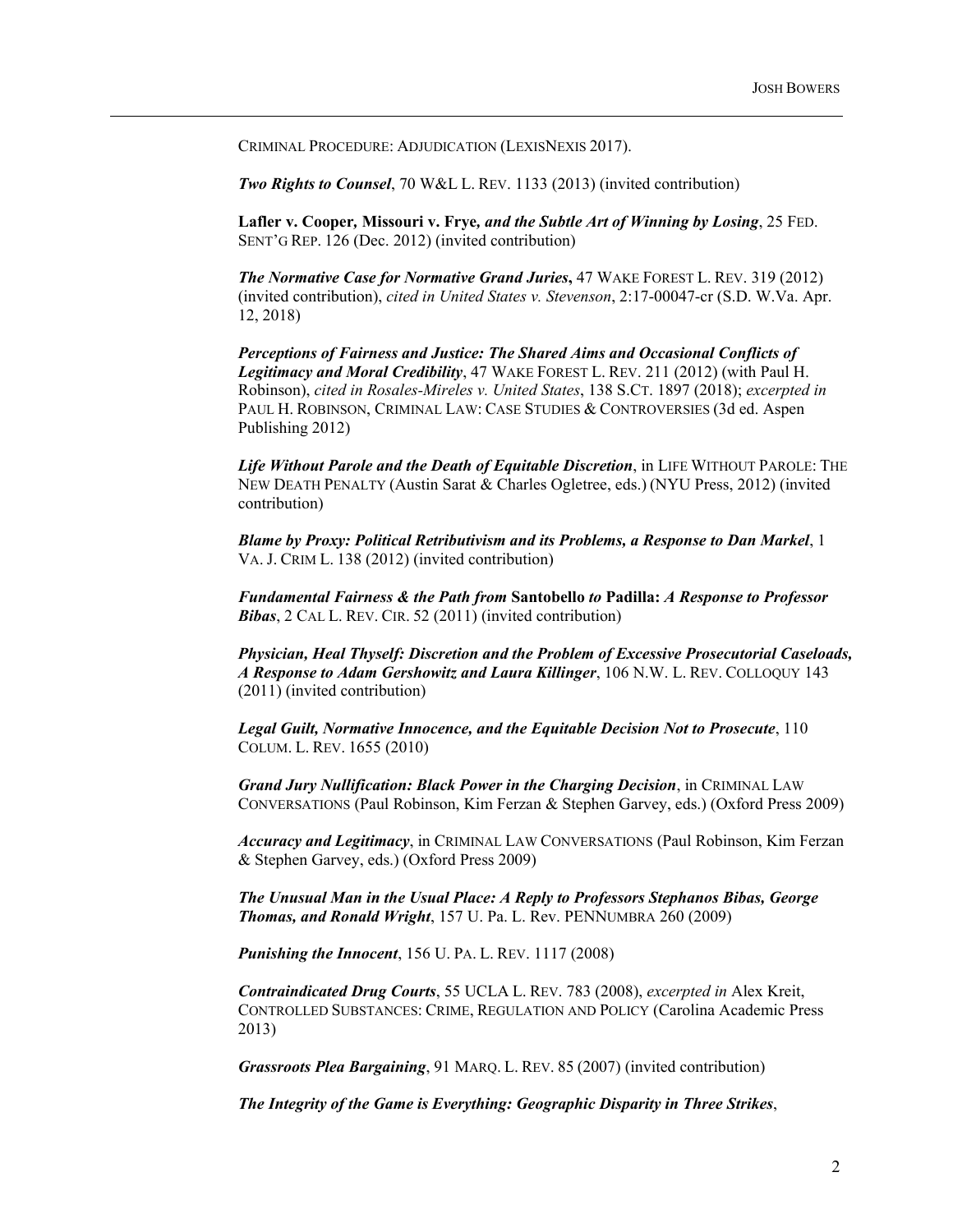CRIMINAL PROCEDURE: ADJUDICATION (LEXISNEXIS 2017).

***Two Rights to Counsel***, 70 W&L L. REV. 1133 (2013) (invited contribution)

**Lafler v. Cooper, Missouri v. Frye*, and the Subtle Art of Winning by Losing***, 25 FED. SENT'G REP. 126 (Dec. 2012) (invited contribution)

***The Normative Case for Normative Grand Juries***, 47 WAKE FOREST L. REV. 319 (2012) (invited contribution), *cited in United States v. Stevenson*, 2:17-00047-cr (S.D. W.Va. Apr. 12, 2018)

***Perceptions of Fairness and Justice: The Shared Aims and Occasional Conflicts of Legitimacy and Moral Credibility***, 47 WAKE FOREST L. REV. 211 (2012) (with Paul H. Robinson), *cited in Rosales-Mireles v. United States*, 138 S.CT. 1897 (2018); *excerpted in* PAUL H. ROBINSON, CRIMINAL LAW: CASE STUDIES & CONTROVERSIES (3d ed. Aspen Publishing 2012)

***Life Without Parole and the Death of Equitable Discretion***, in LIFE WITHOUT PAROLE: THE NEW DEATH PENALTY (Austin Sarat & Charles Ogletree, eds.) (NYU Press, 2012) (invited contribution)

***Blame by Proxy: Political Retributivism and its Problems, a Response to Dan Markel***, 1 VA. J. CRIM L. 138 (2012) (invited contribution)

***Fundamental Fairness & the Path from* Santobello *to* Padilla: *A Response to Professor Bibas***, 2 CAL L. REV. CIR. 52 (2011) (invited contribution)

***Physician, Heal Thyself: Discretion and the Problem of Excessive Prosecutorial Caseloads, A Response to Adam Gershowitz and Laura Killinger***, 106 N.W. L. REV. COLLOQUY 143 (2011) (invited contribution)

***Legal Guilt, Normative Innocence, and the Equitable Decision Not to Prosecute***, 110 COLUM. L. REV. 1655 (2010)

***Grand Jury Nullification: Black Power in the Charging Decision***, in CRIMINAL LAW CONVERSATIONS (Paul Robinson, Kim Ferzan & Stephen Garvey, eds.) (Oxford Press 2009)

***Accuracy and Legitimacy***, in CRIMINAL LAW CONVERSATIONS (Paul Robinson, Kim Ferzan & Stephen Garvey, eds.) (Oxford Press 2009)

***The Unusual Man in the Usual Place: A Reply to Professors Stephanos Bibas, George Thomas, and Ronald Wright***, 157 U. Pa. L. Rev. PENNUMBRA 260 (2009)

***Punishing the Innocent***, 156 U. PA. L. REV. 1117 (2008)

***Contraindicated Drug Courts***, 55 UCLA L. REV. 783 (2008), *excerpted in* Alex Kreit, CONTROLLED SUBSTANCES: CRIME, REGULATION AND POLICY (Carolina Academic Press 2013)

***Grassroots Plea Bargaining***, 91 MARQ. L. REV. 85 (2007) (invited contribution)

***The Integrity of the Game is Everything: Geographic Disparity in Three Strikes***,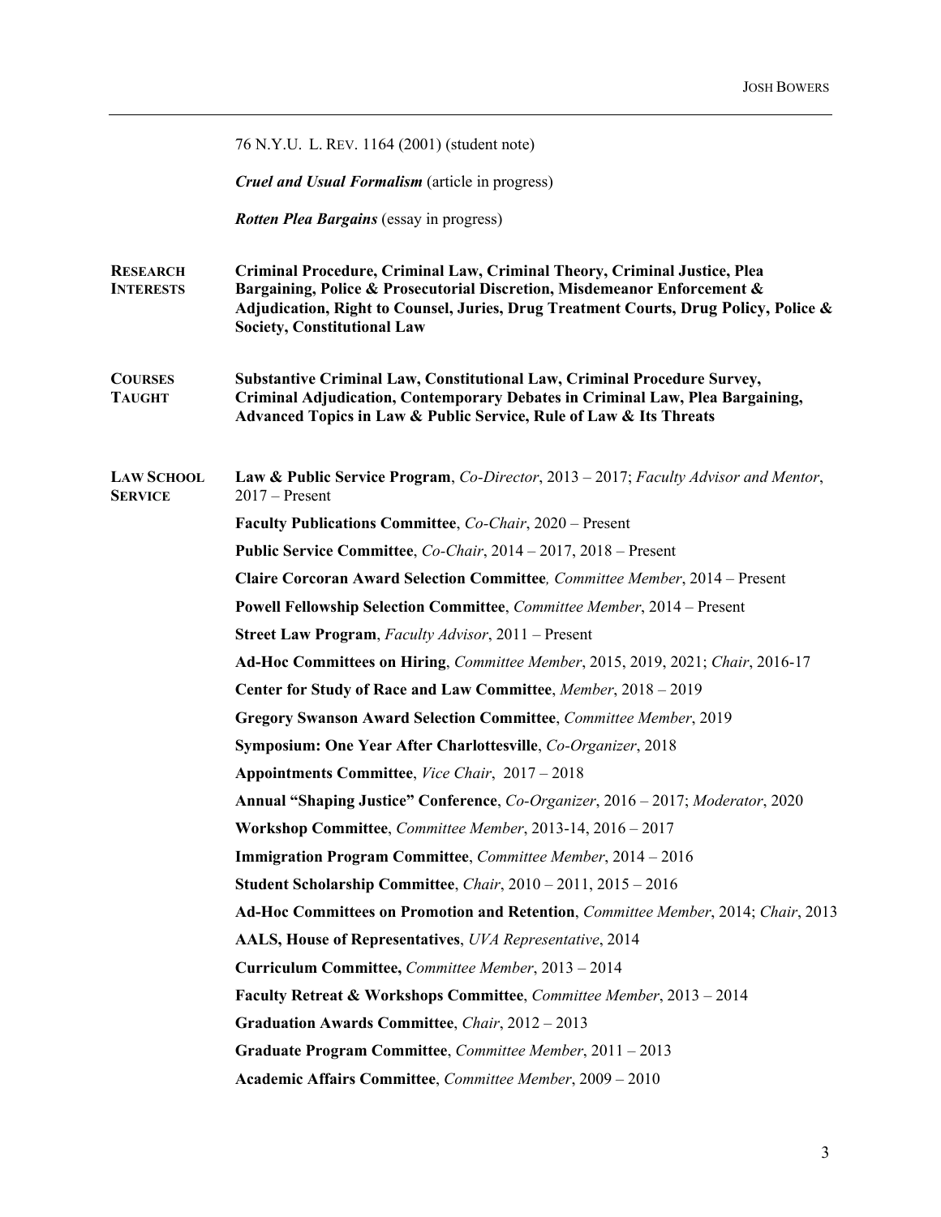76 N.Y.U. L. REV. 1164 (2001) (student note)

***Cruel and Usual Formalism*** (article in progress)

***Rotten Plea Bargains*** (essay in progress)

## RESEARCH INTERESTS

**Criminal Procedure, Criminal Law, Criminal Theory, Criminal Justice, Plea Bargaining, Police & Prosecutorial Discretion, Misdemeanor Enforcement & Adjudication, Right to Counsel, Juries, Drug Treatment Courts, Drug Policy, Police & Society, Constitutional Law**

## COURSES TAUGHT

**Substantive Criminal Law, Constitutional Law, Criminal Procedure Survey, Criminal Adjudication, Contemporary Debates in Criminal Law, Plea Bargaining, Advanced Topics in Law & Public Service, Rule of Law & Its Threats**

## LAW SCHOOL SERVICE

**Law & Public Service Program**, *Co-Director*, 2013 – 2017; *Faculty Advisor and Mentor*, 2017 – Present

**Faculty Publications Committee**, *Co-Chair*, 2020 – Present

**Public Service Committee**, *Co-Chair*, 2014 – 2017, 2018 – Present

**Claire Corcoran Award Selection Committee***,* *Committee Member*, 2014 – Present

**Powell Fellowship Selection Committee**, *Committee Member*, 2014 – Present

**Street Law Program**, *Faculty Advisor*, 2011 – Present

**Ad-Hoc Committees on Hiring**, *Committee Member*, 2015, 2019, 2021; *Chair*, 2016-17

**Center for Study of Race and Law Committee**, *Member*, 2018 – 2019

**Gregory Swanson Award Selection Committee**, *Committee Member*, 2019

**Symposium: One Year After Charlottesville**, *Co-Organizer*, 2018

**Appointments Committee**, *Vice Chair*, 2017 – 2018

**Annual "Shaping Justice" Conference**, *Co-Organizer*, 2016 – 2017; *Moderator*, 2020

**Workshop Committee**, *Committee Member*, 2013-14, 2016 – 2017

**Immigration Program Committee**, *Committee Member*, 2014 – 2016

**Student Scholarship Committee**, *Chair*, 2010 – 2011, 2015 – 2016

**Ad-Hoc Committees on Promotion and Retention**, *Committee Member*, 2014; *Chair*, 2013

**AALS, House of Representatives**, *UVA Representative*, 2014

**Curriculum Committee,** *Committee Member*, 2013 – 2014

**Faculty Retreat & Workshops Committee**, *Committee Member*, 2013 – 2014

**Graduation Awards Committee**, *Chair*, 2012 – 2013

**Graduate Program Committee**, *Committee Member*, 2011 – 2013

**Academic Affairs Committee**, *Committee Member*, 2009 – 2010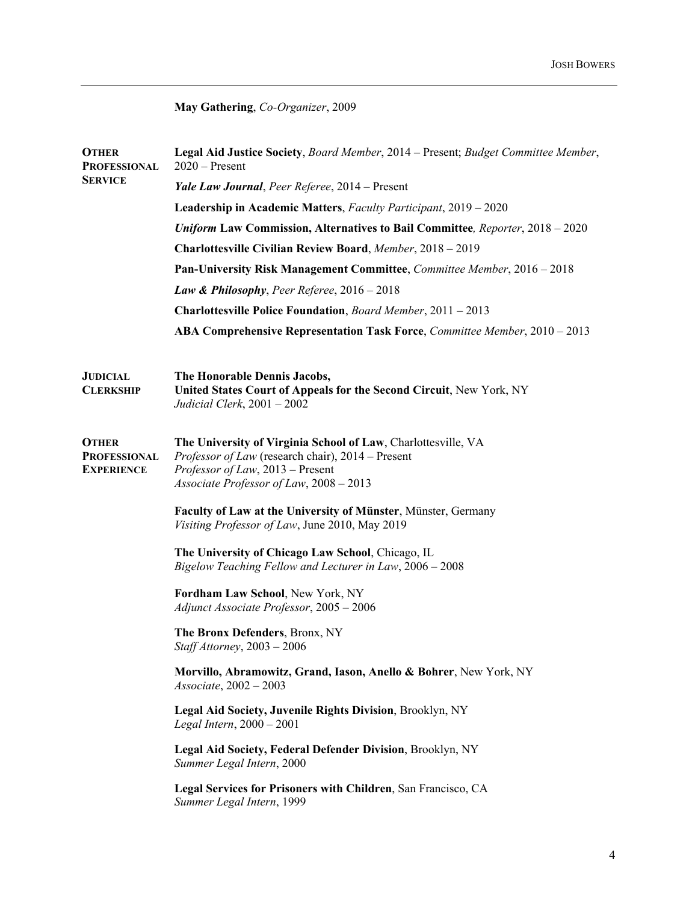**May Gathering**, *Co-Organizer*, 2009

## Other Professional Service

**Legal Aid Justice Society**, *Board Member*, 2014 – Present; *Budget Committee Member*, 2020 – Present

***Yale Law Journal***, *Peer Referee*, 2014 – Present

**Leadership in Academic Matters**, *Faculty Participant*, 2019 – 2020

***Uniform* Law Commission, Alternatives to Bail Committee**, *Reporter*, 2018 – 2020

**Charlottesville Civilian Review Board**, *Member*, 2018 – 2019

**Pan-University Risk Management Committee**, *Committee Member*, 2016 – 2018

***Law & Philosophy***, *Peer Referee*, 2016 – 2018

**Charlottesville Police Foundation**, *Board Member*, 2011 – 2013

**ABA Comprehensive Representation Task Force**, *Committee Member*, 2010 – 2013

## Judicial Clerkship

**The Honorable Dennis Jacobs,**
**United States Court of Appeals for the Second Circuit**, New York, NY
*Judicial Clerk*, 2001 – 2002

## Other Professional Experience

**The University of Virginia School of Law**, Charlottesville, VA
*Professor of Law* (research chair), 2014 – Present
*Professor of Law*, 2013 – Present
*Associate Professor of Law*, 2008 – 2013

**Faculty of Law at the University of Münster**, Münster, Germany
*Visiting Professor of Law*, June 2010, May 2019

**The University of Chicago Law School**, Chicago, IL
*Bigelow Teaching Fellow and Lecturer in Law*, 2006 – 2008

**Fordham Law School**, New York, NY
*Adjunct Associate Professor*, 2005 – 2006

**The Bronx Defenders**, Bronx, NY
*Staff Attorney*, 2003 – 2006

**Morvillo, Abramowitz, Grand, Iason, Anello & Bohrer**, New York, NY
*Associate*, 2002 – 2003

**Legal Aid Society, Juvenile Rights Division**, Brooklyn, NY
*Legal Intern*, 2000 – 2001

**Legal Aid Society, Federal Defender Division**, Brooklyn, NY
*Summer Legal Intern*, 2000

**Legal Services for Prisoners with Children**, San Francisco, CA
*Summer Legal Intern*, 1999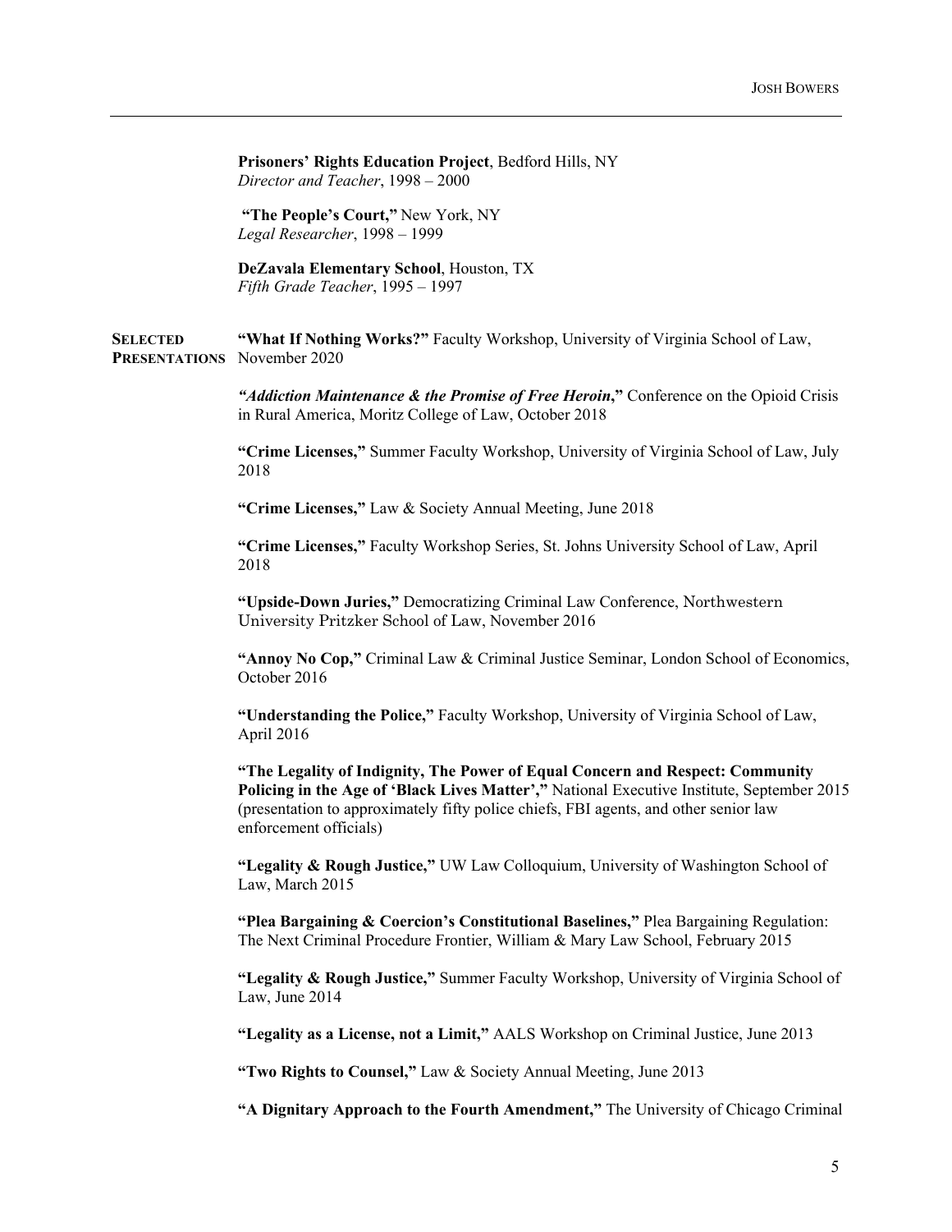**Prisoners' Rights Education Project**, Bedford Hills, NY
*Director and Teacher*, 1998 – 2000

**"The People's Court,"** New York, NY
*Legal Researcher*, 1998 – 1999

**DeZavala Elementary School**, Houston, TX
*Fifth Grade Teacher*, 1995 – 1997

## SELECTED PRESENTATIONS

**"What If Nothing Works?"** Faculty Workshop, University of Virginia School of Law, November 2020

***"Addiction Maintenance & the Promise of Free Heroin*,"** Conference on the Opioid Crisis in Rural America, Moritz College of Law, October 2018

**"Crime Licenses,"** Summer Faculty Workshop, University of Virginia School of Law, July 2018

**"Crime Licenses,"** Law & Society Annual Meeting, June 2018

**"Crime Licenses,"** Faculty Workshop Series, St. Johns University School of Law, April 2018

**"Upside-Down Juries,"** Democratizing Criminal Law Conference, Northwestern University Pritzker School of Law, November 2016

**"Annoy No Cop,"** Criminal Law & Criminal Justice Seminar, London School of Economics, October 2016

**"Understanding the Police,"** Faculty Workshop, University of Virginia School of Law, April 2016

**"The Legality of Indignity, The Power of Equal Concern and Respect: Community Policing in the Age of 'Black Lives Matter',"** National Executive Institute, September 2015 (presentation to approximately fifty police chiefs, FBI agents, and other senior law enforcement officials)

**"Legality & Rough Justice,"** UW Law Colloquium, University of Washington School of Law, March 2015

**"Plea Bargaining & Coercion's Constitutional Baselines,"** Plea Bargaining Regulation: The Next Criminal Procedure Frontier, William & Mary Law School, February 2015

**"Legality & Rough Justice,"** Summer Faculty Workshop, University of Virginia School of Law, June 2014

**"Legality as a License, not a Limit,"** AALS Workshop on Criminal Justice, June 2013

**"Two Rights to Counsel,"** Law & Society Annual Meeting, June 2013

**"A Dignitary Approach to the Fourth Amendment,"** The University of Chicago Criminal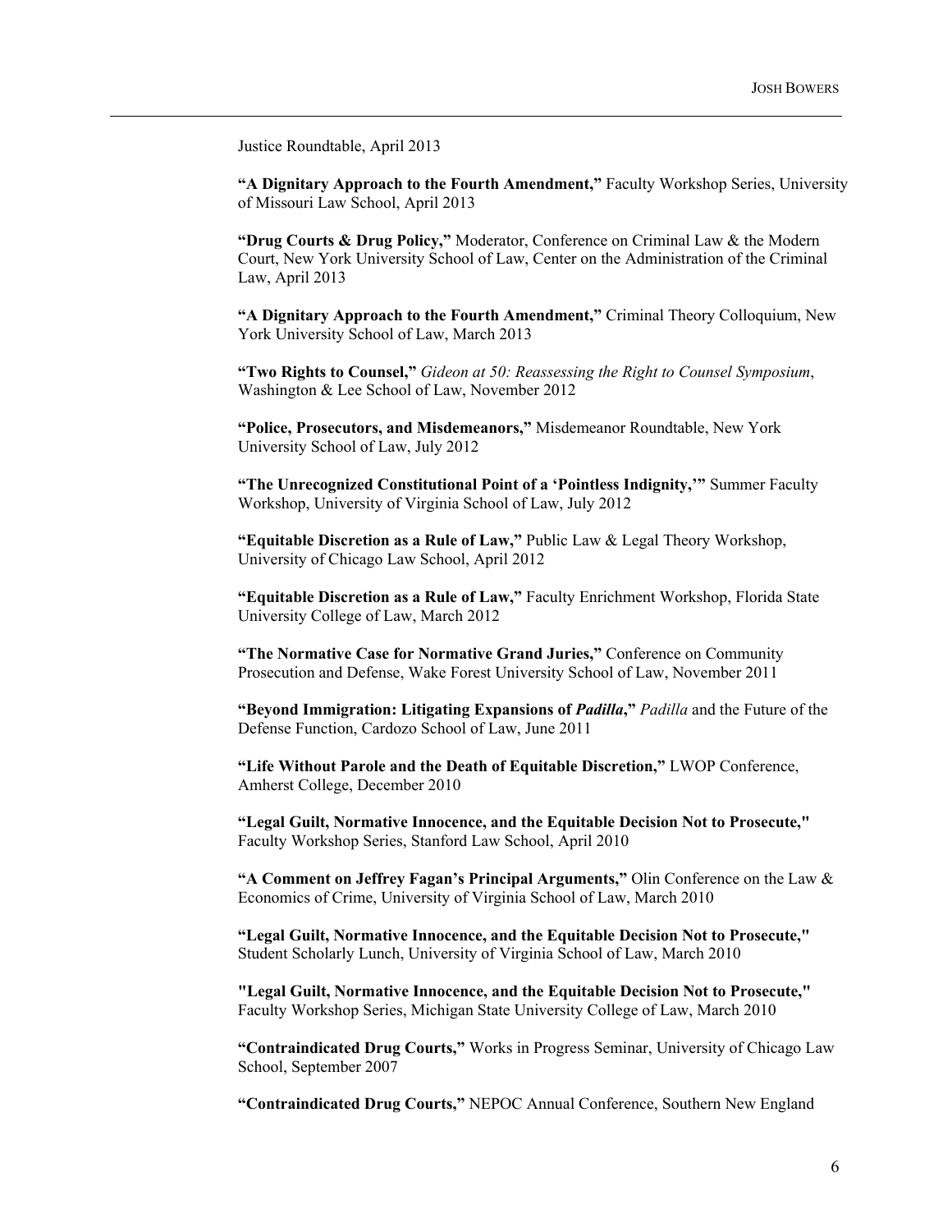Justice Roundtable, April 2013

**"A Dignitary Approach to the Fourth Amendment,"** Faculty Workshop Series, University of Missouri Law School, April 2013

**"Drug Courts & Drug Policy,"** Moderator, Conference on Criminal Law & the Modern Court, New York University School of Law, Center on the Administration of the Criminal Law, April 2013

**"A Dignitary Approach to the Fourth Amendment,"** Criminal Theory Colloquium, New York University School of Law, March 2013

**"Two Rights to Counsel,"** *Gideon at 50: Reassessing the Right to Counsel Symposium*, Washington & Lee School of Law, November 2012

**"Police, Prosecutors, and Misdemeanors,"** Misdemeanor Roundtable, New York University School of Law, July 2012

**"The Unrecognized Constitutional Point of a 'Pointless Indignity,'"** Summer Faculty Workshop, University of Virginia School of Law, July 2012

**"Equitable Discretion as a Rule of Law,"** Public Law & Legal Theory Workshop, University of Chicago Law School, April 2012

**"Equitable Discretion as a Rule of Law,"** Faculty Enrichment Workshop, Florida State University College of Law, March 2012

**"The Normative Case for Normative Grand Juries,"** Conference on Community Prosecution and Defense, Wake Forest University School of Law, November 2011

**"Beyond Immigration: Litigating Expansions of *Padilla*,"** *Padilla* and the Future of the Defense Function, Cardozo School of Law, June 2011

**"Life Without Parole and the Death of Equitable Discretion,"** LWOP Conference, Amherst College, December 2010

**"Legal Guilt, Normative Innocence, and the Equitable Decision Not to Prosecute,"** Faculty Workshop Series, Stanford Law School, April 2010

**"A Comment on Jeffrey Fagan's Principal Arguments,"** Olin Conference on the Law & Economics of Crime, University of Virginia School of Law, March 2010

**"Legal Guilt, Normative Innocence, and the Equitable Decision Not to Prosecute,"** Student Scholarly Lunch, University of Virginia School of Law, March 2010

**"Legal Guilt, Normative Innocence, and the Equitable Decision Not to Prosecute,"** Faculty Workshop Series, Michigan State University College of Law, March 2010

**"Contraindicated Drug Courts,"** Works in Progress Seminar, University of Chicago Law School, September 2007

**"Contraindicated Drug Courts,"** NEPOC Annual Conference, Southern New England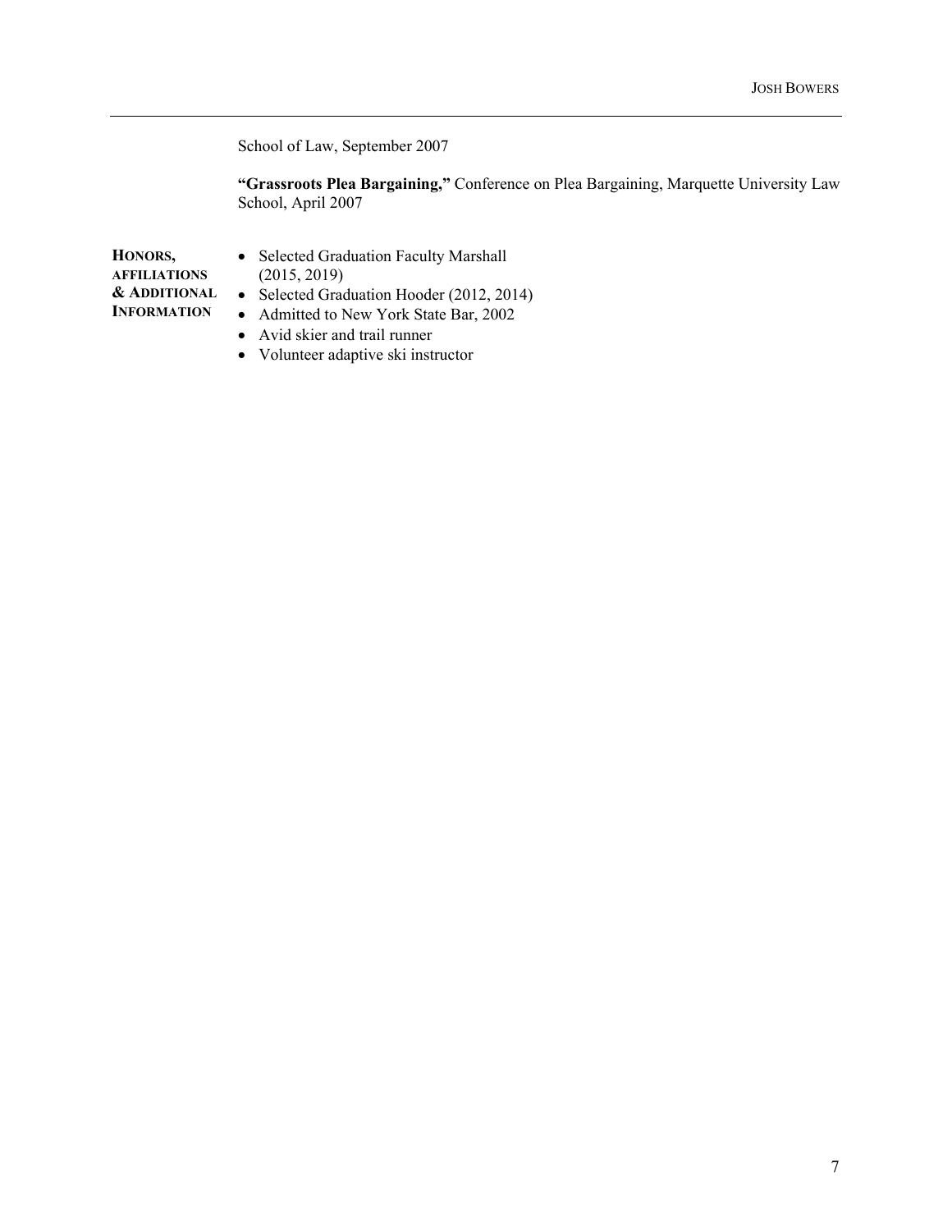School of Law, September 2007

**"Grassroots Plea Bargaining,"** Conference on Plea Bargaining, Marquette University Law School, April 2007

**HONORS, AFFILIATIONS & ADDITIONAL INFORMATION**

- Selected Graduation Faculty Marshall (2015, 2019)
- Selected Graduation Hooder (2012, 2014)
- Admitted to New York State Bar, 2002
- Avid skier and trail runner
- Volunteer adaptive ski instructor